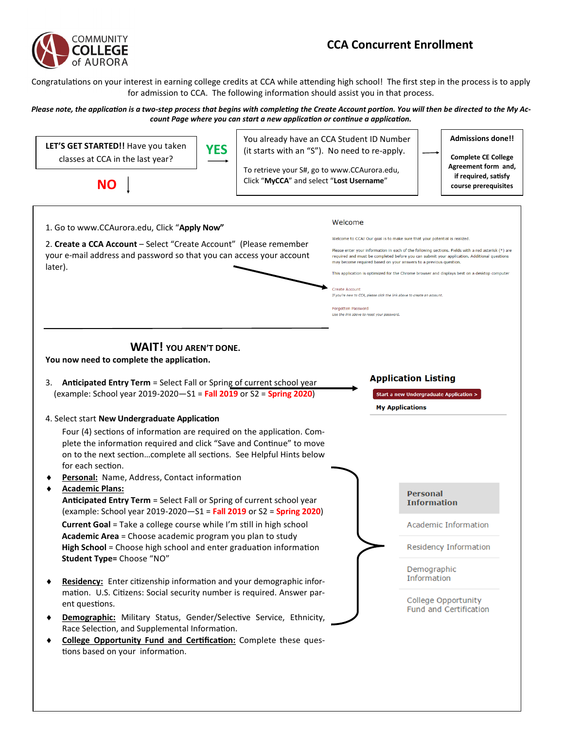COMMUNITY COLLEGE of AURORA

# CCA Concurrent Enrollment

Congratulations on your interest in earning college credits at CCA while attending high school! The first step in the process is to apply for admission to CCA. The following information should assist you in that process.

***Please note, the application is a two-step process that begins with completing the Create Account portion. You will then be directed to the My Account Page where you can start a new application or continue a application.***

**LET'S GET STARTED!!** Have you taken classes at CCA in the last year?

**YES** → You already have an CCA Student ID Number (it starts with an "S"). No need to re-apply.

To retrieve your S#, go to www.CCAurora.edu, Click "**MyCCA**" and select "**Lost Username**"

→ **Admissions done!!**

**Complete CE College Agreement form and, if required, satisfy course prerequisites**

**NO** ↓

1. Go to www.CCAurora.edu, Click "**Apply Now"**

2. **Create a CCA Account** – Select "Create Account" (Please remember your e-mail address and password so that you can access your account later).

Welcome

Welcome to CCA! Our goal is to make sure that your potential is realized.

Please enter your information in each of the following sections. Fields with a red asterisk (*) are required and must be completed before you can submit your application. Additional questions may become required based on your answers to a previous question.

This application is optimized for the Chrome browser and displays best on a desktop computer

Create Account

*If you're new to CCA, please click the link above to create an account.*

Forgotten Password

*Use the link above to reset your password.*

## WAIT! YOU AREN'T DONE.

**You now need to complete the application.**

3. **Anticipated Entry Term** = Select Fall or Spring of current school year (example: School year 2019-2020—S1 = **Fall 2019** or S2 = **Spring 2020**)

**Application Listing**

Start a new Undergraduate Application >

**My Applications**

4. Select start **New Undergraduate Application**

Four (4) sections of information are required on the application. Complete the information required and click "Save and Continue" to move on to the next section…complete all sections. See Helpful Hints below for each section.

- **Personal:** Name, Address, Contact information
- **Academic Plans:**
  **Anticipated Entry Term** = Select Fall or Spring of current school year (example: School year 2019-2020—S1 = **Fall 2019** or S2 = **Spring 2020**)
  **Current Goal** = Take a college course while I'm still in high school
  **Academic Area** = Choose academic program you plan to study
  **High School** = Choose high school and enter graduation information
  **Student Type**= Choose "NO"
- **Residency:** Enter citizenship information and your demographic information. U.S. Citizens: Social security number is required. Answer parent questions.
- **Demographic:** Military Status, Gender/Selective Service, Ethnicity, Race Selection, and Supplemental Information.
- **College Opportunity Fund and Certification:** Complete these questions based on your information.

**Personal Information**

Academic Information

Residency Information

Demographic Information

College Opportunity Fund and Certification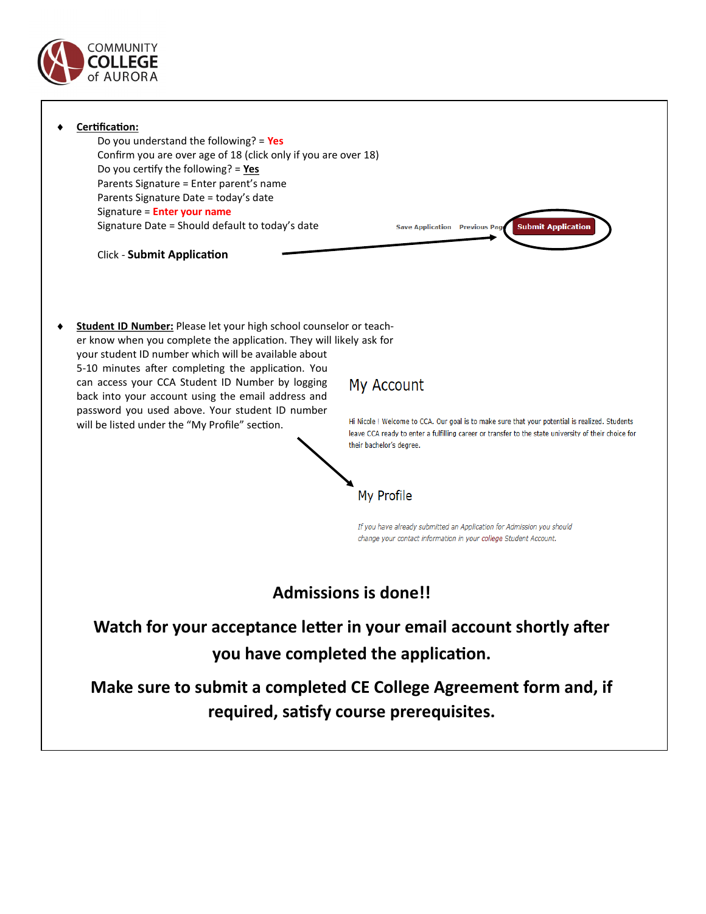- **Certification:**

  Do you understand the following? = **Yes**

  Confirm you are over age of 18 (click only if you are over 18)

  Do you certify the following? = **Yes**

  Parents Signature = Enter parent's name

  Parents Signature Date = today's date

  Signature = **Enter your name**

  Signature Date = Should default to today's date

  Click - **Submit Application**

  Save Application Previous Page **Submit Application**

- **Student ID Number:** Please let your high school counselor or teacher know when you complete the application. They will likely ask for your student ID number which will be available about 5-10 minutes after completing the application. You can access your CCA Student ID Number by logging back into your account using the email address and password you used above. Your student ID number will be listed under the "My Profile" section.

My Account

Hi Nicole ! Welcome to CCA. Our goal is to make sure that your potential is realized. Students leave CCA ready to enter a fulfilling career or transfer to the state university of their choice for their bachelor's degree.

My Profile

*If you have already submitted an Application for Admission you should change your contact information in your college Student Account.*

**Admissions is done!!**

**Watch for your acceptance letter in your email account shortly after you have completed the application.**

**Make sure to submit a completed CE College Agreement form and, if required, satisfy course prerequisites.**